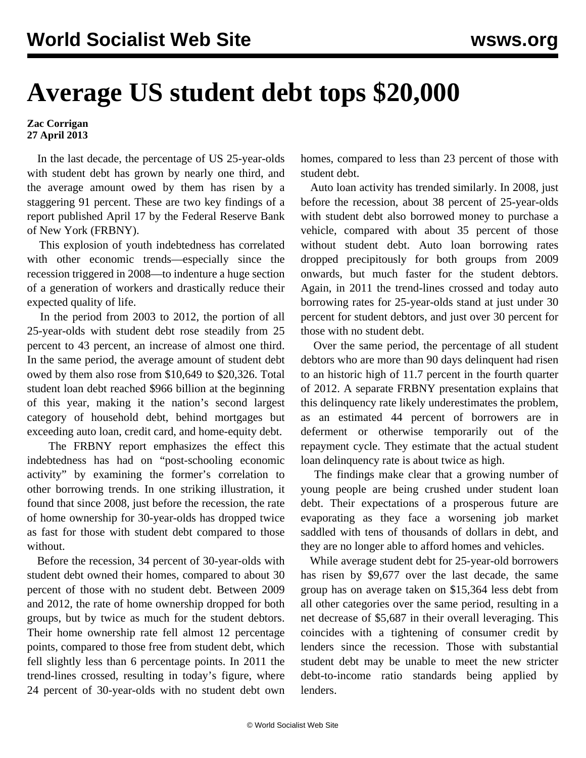# Average US student debt tops $20,000

**Zac Corrigan**
**27 April 2013**

In the last decade, the percentage of US 25-year-olds with student debt has grown by nearly one third, and the average amount owed by them has risen by a staggering 91 percent. These are two key findings of a report published April 17 by the Federal Reserve Bank of New York (FRBNY).

This explosion of youth indebtedness has correlated with other economic trends—especially since the recession triggered in 2008—to indenture a huge section of a generation of workers and drastically reduce their expected quality of life.

In the period from 2003 to 2012, the portion of all 25-year-olds with student debt rose steadily from 25 percent to 43 percent, an increase of almost one third. In the same period, the average amount of student debt owed by them also rose from $10,649 to $20,326. Total student loan debt reached $966 billion at the beginning of this year, making it the nation's second largest category of household debt, behind mortgages but exceeding auto loan, credit card, and home-equity debt.

The FRBNY report emphasizes the effect this indebtedness has had on "post-schooling economic activity" by examining the former's correlation to other borrowing trends. In one striking illustration, it found that since 2008, just before the recession, the rate of home ownership for 30-year-olds has dropped twice as fast for those with student debt compared to those without.

Before the recession, 34 percent of 30-year-olds with student debt owned their homes, compared to about 30 percent of those with no student debt. Between 2009 and 2012, the rate of home ownership dropped for both groups, but by twice as much for the student debtors. Their home ownership rate fell almost 12 percentage points, compared to those free from student debt, which fell slightly less than 6 percentage points. In 2011 the trend-lines crossed, resulting in today's figure, where 24 percent of 30-year-olds with no student debt own homes, compared to less than 23 percent of those with student debt.

Auto loan activity has trended similarly. In 2008, just before the recession, about 38 percent of 25-year-olds with student debt also borrowed money to purchase a vehicle, compared with about 35 percent of those without student debt. Auto loan borrowing rates dropped precipitously for both groups from 2009 onwards, but much faster for the student debtors. Again, in 2011 the trend-lines crossed and today auto borrowing rates for 25-year-olds stand at just under 30 percent for student debtors, and just over 30 percent for those with no student debt.

Over the same period, the percentage of all student debtors who are more than 90 days delinquent had risen to an historic high of 11.7 percent in the fourth quarter of 2012. A separate FRBNY presentation explains that this delinquency rate likely underestimates the problem, as an estimated 44 percent of borrowers are in deferment or otherwise temporarily out of the repayment cycle. They estimate that the actual student loan delinquency rate is about twice as high.

The findings make clear that a growing number of young people are being crushed under student loan debt. Their expectations of a prosperous future are evaporating as they face a worsening job market saddled with tens of thousands of dollars in debt, and they are no longer able to afford homes and vehicles.

While average student debt for 25-year-old borrowers has risen by $9,677 over the last decade, the same group has on average taken on $15,364 less debt from all other categories over the same period, resulting in a net decrease of $5,687 in their overall leveraging. This coincides with a tightening of consumer credit by lenders since the recession. Those with substantial student debt may be unable to meet the new stricter debt-to-income ratio standards being applied by lenders.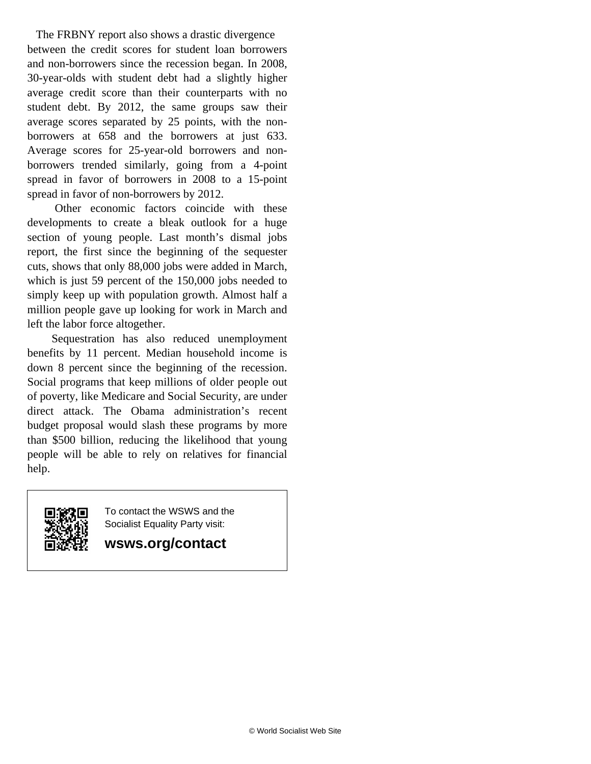The FRBNY report also shows a drastic divergence between the credit scores for student loan borrowers and non-borrowers since the recession began. In 2008, 30-year-olds with student debt had a slightly higher average credit score than their counterparts with no student debt. By 2012, the same groups saw their average scores separated by 25 points, with the non-borrowers at 658 and the borrowers at just 633. Average scores for 25-year-old borrowers and non-borrowers trended similarly, going from a 4-point spread in favor of borrowers in 2008 to a 15-point spread in favor of non-borrowers by 2012.

Other economic factors coincide with these developments to create a bleak outlook for a huge section of young people. Last month's dismal jobs report, the first since the beginning of the sequester cuts, shows that only 88,000 jobs were added in March, which is just 59 percent of the 150,000 jobs needed to simply keep up with population growth. Almost half a million people gave up looking for work in March and left the labor force altogether.

Sequestration has also reduced unemployment benefits by 11 percent. Median household income is down 8 percent since the beginning of the recession. Social programs that keep millions of older people out of poverty, like Medicare and Social Security, are under direct attack. The Obama administration's recent budget proposal would slash these programs by more than $500 billion, reducing the likelihood that young people will be able to rely on relatives for financial help.

To contact the WSWS and the Socialist Equality Party visit:

**wsws.org/contact**